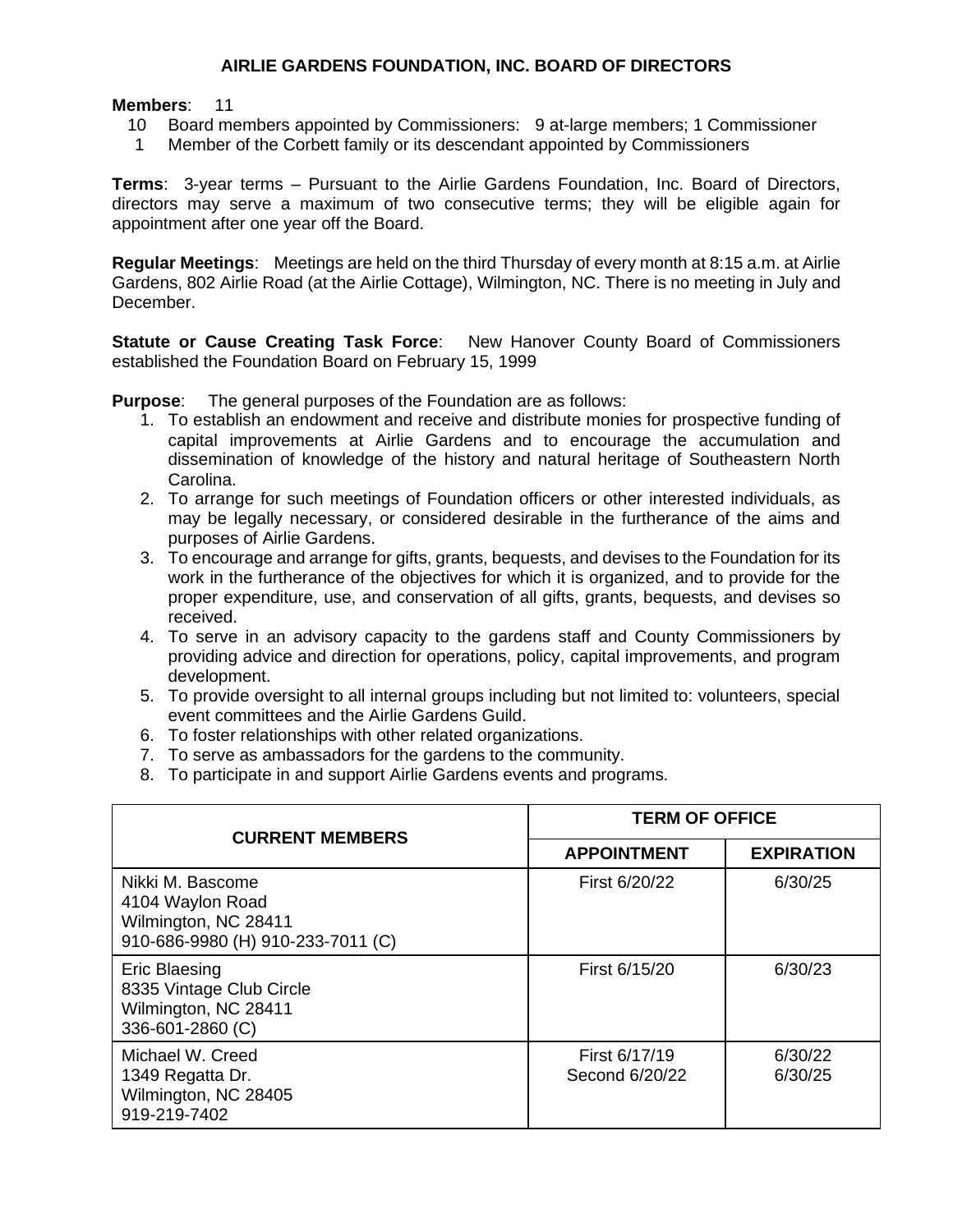# AIRLIE GARDENS FOUNDATION, INC. BOARD OF DIRECTORS

**Members**: 11

- 10 Board members appointed by Commissioners: 9 at-large members; 1 Commissioner
- 1 Member of the Corbett family or its descendant appointed by Commissioners

**Terms**: 3-year terms – Pursuant to the Airlie Gardens Foundation, Inc. Board of Directors, directors may serve a maximum of two consecutive terms; they will be eligible again for appointment after one year off the Board.

**Regular Meetings**: Meetings are held on the third Thursday of every month at 8:15 a.m. at Airlie Gardens, 802 Airlie Road (at the Airlie Cottage), Wilmington, NC. There is no meeting in July and December.

**Statute or Cause Creating Task Force**: New Hanover County Board of Commissioners established the Foundation Board on February 15, 1999

**Purpose**: The general purposes of the Foundation are as follows:

1. To establish an endowment and receive and distribute monies for prospective funding of capital improvements at Airlie Gardens and to encourage the accumulation and dissemination of knowledge of the history and natural heritage of Southeastern North Carolina.
2. To arrange for such meetings of Foundation officers or other interested individuals, as may be legally necessary, or considered desirable in the furtherance of the aims and purposes of Airlie Gardens.
3. To encourage and arrange for gifts, grants, bequests, and devises to the Foundation for its work in the furtherance of the objectives for which it is organized, and to provide for the proper expenditure, use, and conservation of all gifts, grants, bequests, and devises so received.
4. To serve in an advisory capacity to the gardens staff and County Commissioners by providing advice and direction for operations, policy, capital improvements, and program development.
5. To provide oversight to all internal groups including but not limited to: volunteers, special event committees and the Airlie Gardens Guild.
6. To foster relationships with other related organizations.
7. To serve as ambassadors for the gardens to the community.
8. To participate in and support Airlie Gardens events and programs.

| CURRENT MEMBERS | TERM OF OFFICE | |
|---|---|---|
| | **APPOINTMENT** | **EXPIRATION** |
| Nikki M. Bascome<br>4104 Waylon Road<br>Wilmington, NC 28411<br>910-686-9980 (H) 910-233-7011 (C) | First 6/20/22 | 6/30/25 |
| Eric Blaesing<br>8335 Vintage Club Circle<br>Wilmington, NC 28411<br>336-601-2860 (C) | First 6/15/20 | 6/30/23 |
| Michael W. Creed<br>1349 Regatta Dr.<br>Wilmington, NC 28405<br>919-219-7402 | First 6/17/19<br>Second 6/20/22 | 6/30/22<br>6/30/25 |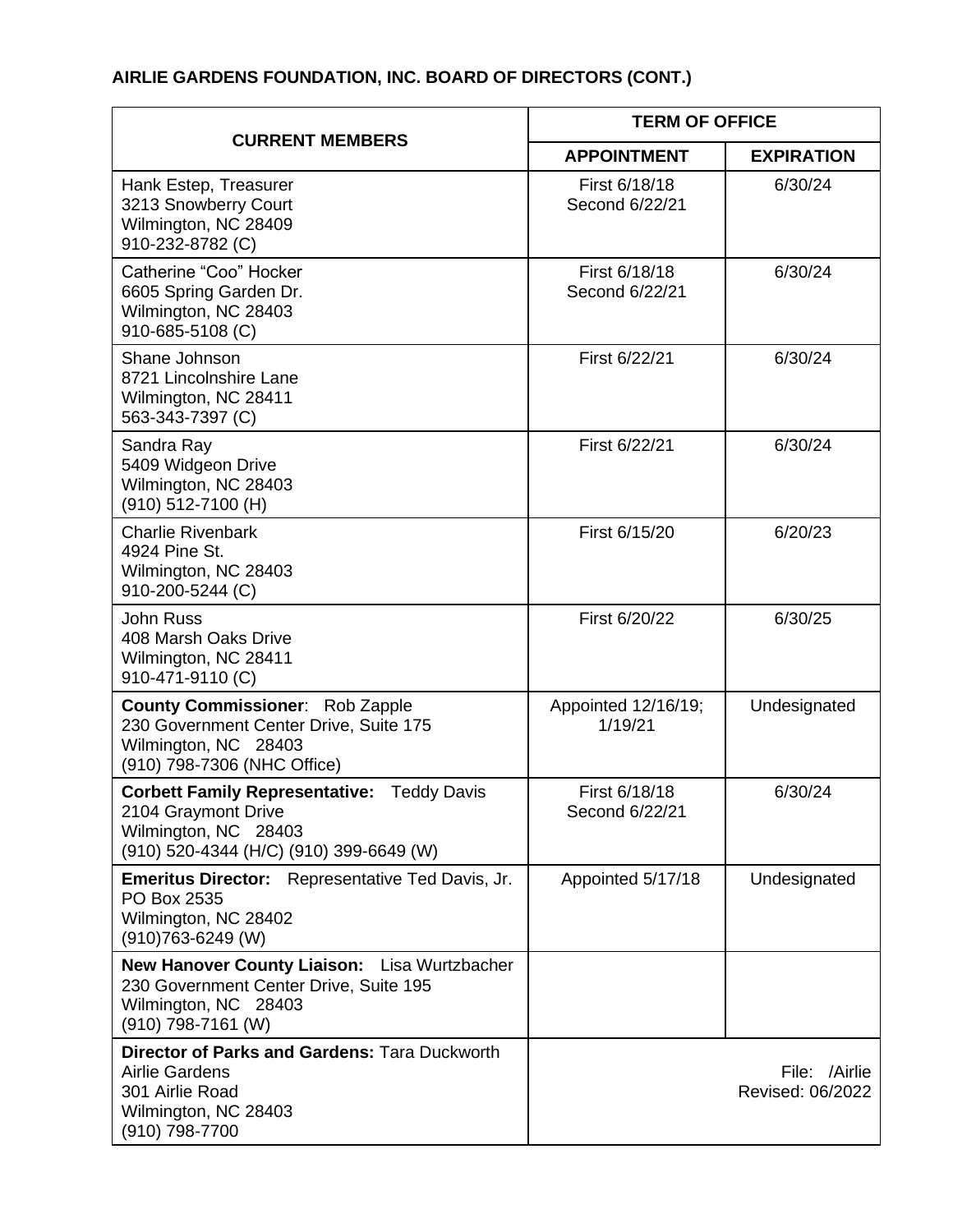**AIRLIE GARDENS FOUNDATION, INC. BOARD OF DIRECTORS (CONT.)**

| CURRENT MEMBERS | TERM OF OFFICE | |
|---|---|---|
| | APPOINTMENT | EXPIRATION |
| Hank Estep, Treasurer<br>3213 Snowberry Court<br>Wilmington, NC 28409<br>910-232-8782 (C) | First 6/18/18<br>Second 6/22/21 | 6/30/24 |
| Catherine "Coo" Hocker<br>6605 Spring Garden Dr.<br>Wilmington, NC 28403<br>910-685-5108 (C) | First 6/18/18<br>Second 6/22/21 | 6/30/24 |
| Shane Johnson<br>8721 Lincolnshire Lane<br>Wilmington, NC 28411<br>563-343-7397 (C) | First 6/22/21 | 6/30/24 |
| Sandra Ray<br>5409 Widgeon Drive<br>Wilmington, NC 28403<br>(910) 512-7100 (H) | First 6/22/21 | 6/30/24 |
| Charlie Rivenbark<br>4924 Pine St.<br>Wilmington, NC 28403<br>910-200-5244 (C) | First 6/15/20 | 6/20/23 |
| John Russ<br>408 Marsh Oaks Drive<br>Wilmington, NC 28411<br>910-471-9110 (C) | First 6/20/22 | 6/30/25 |
| **County Commissioner**: Rob Zapple<br>230 Government Center Drive, Suite 175<br>Wilmington, NC 28403<br>(910) 798-7306 (NHC Office) | Appointed 12/16/19; 1/19/21 | Undesignated |
| **Corbett Family Representative:** Teddy Davis<br>2104 Graymont Drive<br>Wilmington, NC 28403<br>(910) 520-4344 (H/C) (910) 399-6649 (W) | First 6/18/18<br>Second 6/22/21 | 6/30/24 |
| **Emeritus Director:** Representative Ted Davis, Jr.<br>PO Box 2535<br>Wilmington, NC 28402<br>(910)763-6249 (W) | Appointed 5/17/18 | Undesignated |
| **New Hanover County Liaison:** Lisa Wurtzbacher<br>230 Government Center Drive, Suite 195<br>Wilmington, NC 28403<br>(910) 798-7161 (W) | | |
| **Director of Parks and Gardens:** Tara Duckworth<br>Airlie Gardens<br>301 Airlie Road<br>Wilmington, NC 28403<br>(910) 798-7700 | File: /Airlie<br>Revised: 06/2022 | |